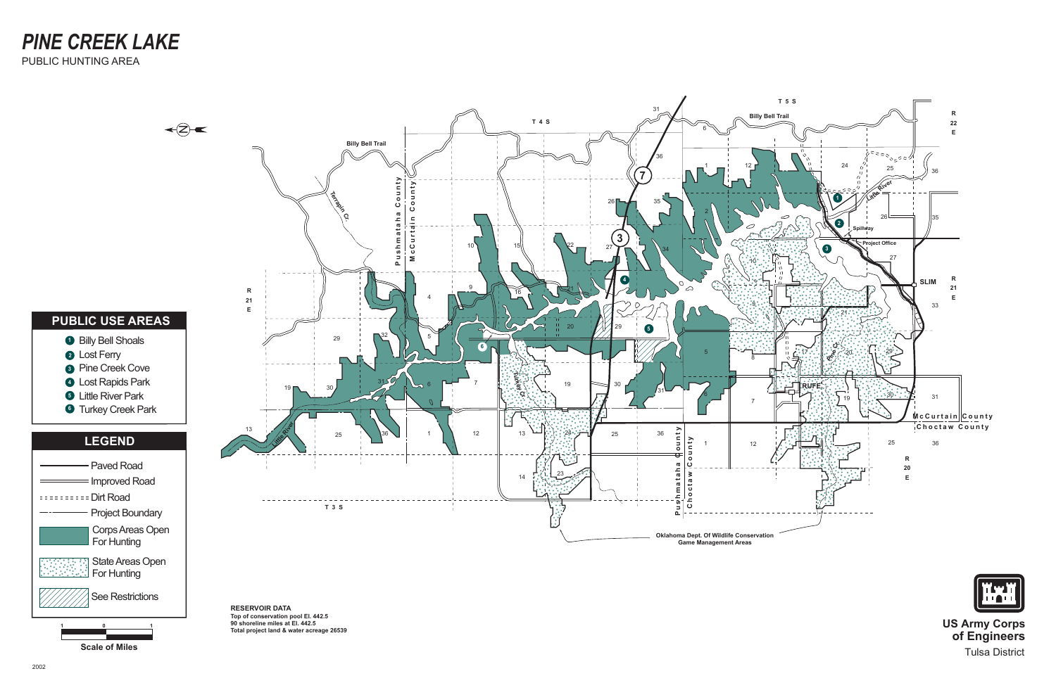# PINE CREEK LAKE

PUBLIC HUNTING AREA

## PUBLIC USE AREAS

1. Billy Bell Shoals
2. Lost Ferry
3. Pine Creek Cove
4. Lost Rapids Park
5. Little River Park
6. Turkey Creek Park

## LEGEND

- Paved Road
- Improved Road
- Dirt Road
- Project Boundary
- Corps Areas Open For Hunting
- State Areas Open For Hunting
- See Restrictions

Scale of Miles: 1 — 0 — 1

Billy Bell Trail

Terrapin Cr.

Pushmataha County

McCurtain County

Little River

Turkey Cr.

Pine Cr.

Spillway

Project Office

SLIM

RUFE

T 4 S

T 5 S

T 3 S

R 21 E

R 22 E

R 20 E

McCurtain County

Choctaw County

Pushmataha County

Choctaw County

Oklahoma Dept. Of Wildlife Conservation Game Management Areas

**RESERVOIR DATA**
**Top of conservation pool El. 442.5**
**90 shoreline miles at El. 442.5**
**Total project land & water acreage 26539**

**US Army Corps of Engineers**
Tulsa District

2002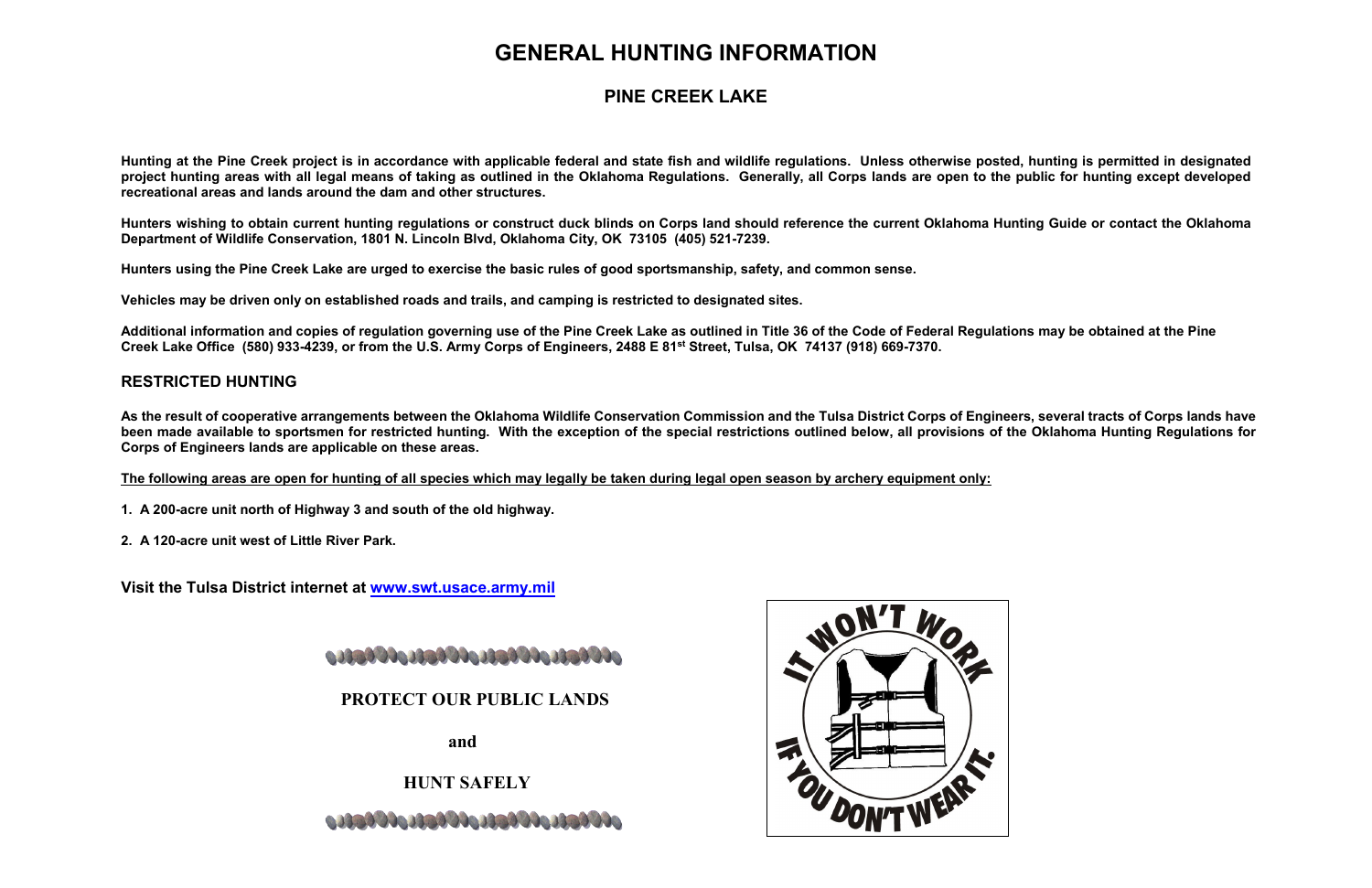# GENERAL HUNTING INFORMATION

## PINE CREEK LAKE

**Hunting at the Pine Creek project is in accordance with applicable federal and state fish and wildlife regulations. Unless otherwise posted, hunting is permitted in designated project hunting areas with all legal means of taking as outlined in the Oklahoma Regulations. Generally, all Corps lands are open to the public for hunting except developed recreational areas and lands around the dam and other structures.**

**Hunters wishing to obtain current hunting regulations or construct duck blinds on Corps land should reference the current Oklahoma Hunting Guide or contact the Oklahoma Department of Wildlife Conservation, 1801 N. Lincoln Blvd, Oklahoma City, OK 73105 (405) 521-7239.**

**Hunters using the Pine Creek Lake are urged to exercise the basic rules of good sportsmanship, safety, and common sense.**

**Vehicles may be driven only on established roads and trails, and camping is restricted to designated sites.**

**Additional information and copies of regulation governing use of the Pine Creek Lake as outlined in Title 36 of the Code of Federal Regulations may be obtained at the Pine Creek Lake Office (580) 933-4239, or from the U.S. Army Corps of Engineers, 2488 E 81st Street, Tulsa, OK 74137 (918) 669-7370.**

### RESTRICTED HUNTING

**As the result of cooperative arrangements between the Oklahoma Wildlife Conservation Commission and the Tulsa District Corps of Engineers, several tracts of Corps lands have been made available to sportsmen for restricted hunting. With the exception of the special restrictions outlined below, all provisions of the Oklahoma Hunting Regulations for Corps of Engineers lands are applicable on these areas.**

**<u>The following areas are open for hunting of all species which may legally be taken during legal open season by archery equipment only:</u>**

1. **A 200-acre unit north of Highway 3 and south of the old highway.**
2. **A 120-acre unit west of Little River Park.**

**Visit the Tulsa District internet at [www.swt.usace.army.mil](http://www.swt.usace.army.mil)**

**PROTECT OUR PUBLIC LANDS**

**and**

**HUNT SAFELY**

IT WON'T WORK IF YOU DON'T WEAR IT.